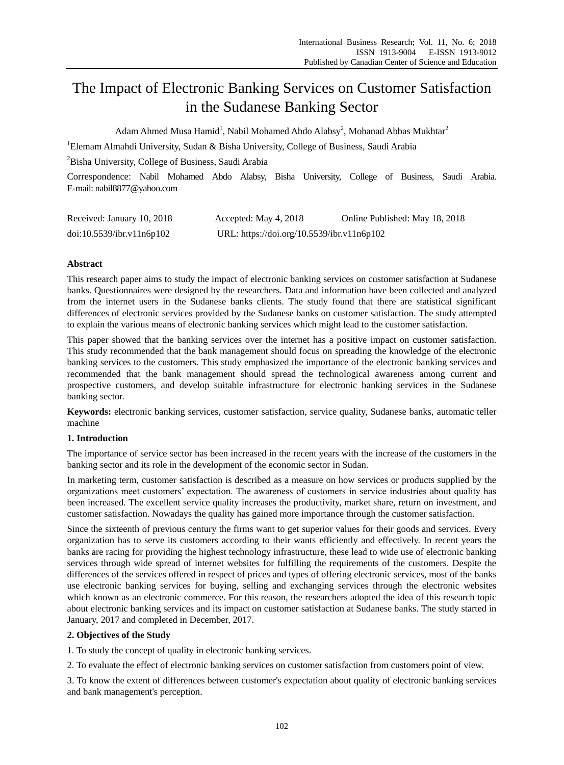# The Impact of Electronic Banking Services on Customer Satisfaction in the Sudanese Banking Sector

Adam Ahmed Musa Hamid[1], Nabil Mohamed Abdo Alabsy[2], Mohanad Abbas Mukhtar[2]

[1]Elemam Almahdi University, Sudan & Bisha University, College of Business, Saudi Arabia

[2]Bisha University, College of Business, Saudi Arabia

Correspondence: Nabil Mohamed Abdo Alabsy, Bisha University, College of Business, Saudi Arabia. E-mail: nabil8877@yahoo.com

Received: January 10, 2018  Accepted: May 4, 2018  Online Published: May 18, 2018

doi:10.5539/ibr.v11n6p102  URL: https://doi.org/10.5539/ibr.v11n6p102

## Abstract

This research paper aims to study the impact of electronic banking services on customer satisfaction at Sudanese banks. Questionnaires were designed by the researchers. Data and information have been collected and analyzed from the internet users in the Sudanese banks clients. The study found that there are statistical significant differences of electronic services provided by the Sudanese banks on customer satisfaction. The study attempted to explain the various means of electronic banking services which might lead to the customer satisfaction.

This paper showed that the banking services over the internet has a positive impact on customer satisfaction. This study recommended that the bank management should focus on spreading the knowledge of the electronic banking services to the customers. This study emphasized the importance of the electronic banking services and recommended that the bank management should spread the technological awareness among current and prospective customers, and develop suitable infrastructure for electronic banking services in the Sudanese banking sector.

**Keywords:** electronic banking services, customer satisfaction, service quality, Sudanese banks, automatic teller machine

## 1. Introduction

The importance of service sector has been increased in the recent years with the increase of the customers in the banking sector and its role in the development of the economic sector in Sudan.

In marketing term, customer satisfaction is described as a measure on how services or products supplied by the organizations meet customers' expectation. The awareness of customers in service industries about quality has been increased. The excellent service quality increases the productivity, market share, return on investment, and customer satisfaction. Nowadays the quality has gained more importance through the customer satisfaction.

Since the sixteenth of previous century the firms want to get superior values for their goods and services. Every organization has to serve its customers according to their wants efficiently and effectively. In recent years the banks are racing for providing the highest technology infrastructure, these lead to wide use of electronic banking services through wide spread of internet websites for fulfilling the requirements of the customers. Despite the differences of the services offered in respect of prices and types of offering electronic services, most of the banks use electronic banking services for buying, selling and exchanging services through the electronic websites which known as an electronic commerce. For this reason, the researchers adopted the idea of this research topic about electronic banking services and its impact on customer satisfaction at Sudanese banks. The study started in January, 2017 and completed in December, 2017.

## 2. Objectives of the Study

1. To study the concept of quality in electronic banking services.

2. To evaluate the effect of electronic banking services on customer satisfaction from customers point of view.

3. To know the extent of differences between customer's expectation about quality of electronic banking services and bank management's perception.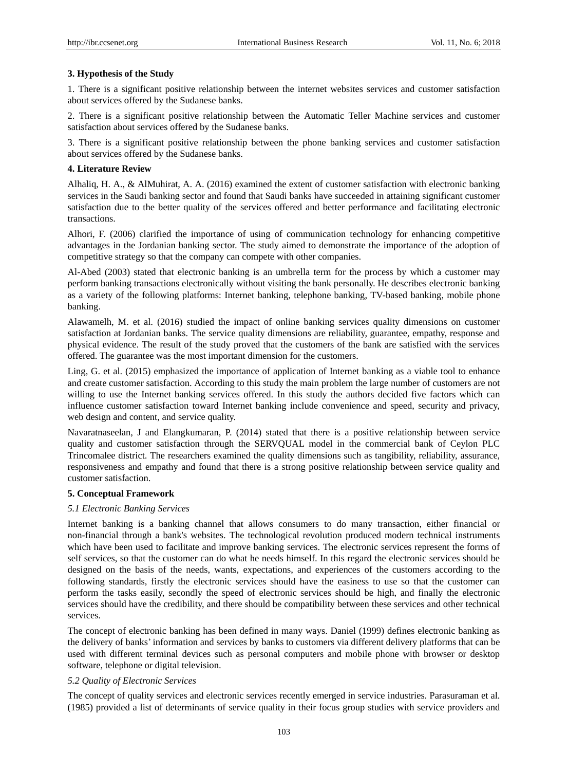## 3. Hypothesis of the Study

1. There is a significant positive relationship between the internet websites services and customer satisfaction about services offered by the Sudanese banks.

2. There is a significant positive relationship between the Automatic Teller Machine services and customer satisfaction about services offered by the Sudanese banks.

3. There is a significant positive relationship between the phone banking services and customer satisfaction about services offered by the Sudanese banks.

## 4. Literature Review

Alhaliq, H. A., & AlMuhirat, A. A. (2016) examined the extent of customer satisfaction with electronic banking services in the Saudi banking sector and found that Saudi banks have succeeded in attaining significant customer satisfaction due to the better quality of the services offered and better performance and facilitating electronic transactions.

Alhori, F. (2006) clarified the importance of using of communication technology for enhancing competitive advantages in the Jordanian banking sector. The study aimed to demonstrate the importance of the adoption of competitive strategy so that the company can compete with other companies.

Al-Abed (2003) stated that electronic banking is an umbrella term for the process by which a customer may perform banking transactions electronically without visiting the bank personally. He describes electronic banking as a variety of the following platforms: Internet banking, telephone banking, TV-based banking, mobile phone banking.

Alawamelh, M. et al. (2016) studied the impact of online banking services quality dimensions on customer satisfaction at Jordanian banks. The service quality dimensions are reliability, guarantee, empathy, response and physical evidence. The result of the study proved that the customers of the bank are satisfied with the services offered. The guarantee was the most important dimension for the customers.

Ling, G. et al. (2015) emphasized the importance of application of Internet banking as a viable tool to enhance and create customer satisfaction. According to this study the main problem the large number of customers are not willing to use the Internet banking services offered. In this study the authors decided five factors which can influence customer satisfaction toward Internet banking include convenience and speed, security and privacy, web design and content, and service quality.

Navaratnaseelan, J and Elangkumaran, P. (2014) stated that there is a positive relationship between service quality and customer satisfaction through the SERVQUAL model in the commercial bank of Ceylon PLC Trincomalee district. The researchers examined the quality dimensions such as tangibility, reliability, assurance, responsiveness and empathy and found that there is a strong positive relationship between service quality and customer satisfaction.

## 5. Conceptual Framework

### *5.1 Electronic Banking Services*

Internet banking is a banking channel that allows consumers to do many transaction, either financial or non-financial through a bank's websites. The technological revolution produced modern technical instruments which have been used to facilitate and improve banking services. The electronic services represent the forms of self services, so that the customer can do what he needs himself. In this regard the electronic services should be designed on the basis of the needs, wants, expectations, and experiences of the customers according to the following standards, firstly the electronic services should have the easiness to use so that the customer can perform the tasks easily, secondly the speed of electronic services should be high, and finally the electronic services should have the credibility, and there should be compatibility between these services and other technical services.

The concept of electronic banking has been defined in many ways. Daniel (1999) defines electronic banking as the delivery of banks' information and services by banks to customers via different delivery platforms that can be used with different terminal devices such as personal computers and mobile phone with browser or desktop software, telephone or digital television.

### *5.2 Quality of Electronic Services*

The concept of quality services and electronic services recently emerged in service industries. Parasuraman et al. (1985) provided a list of determinants of service quality in their focus group studies with service providers and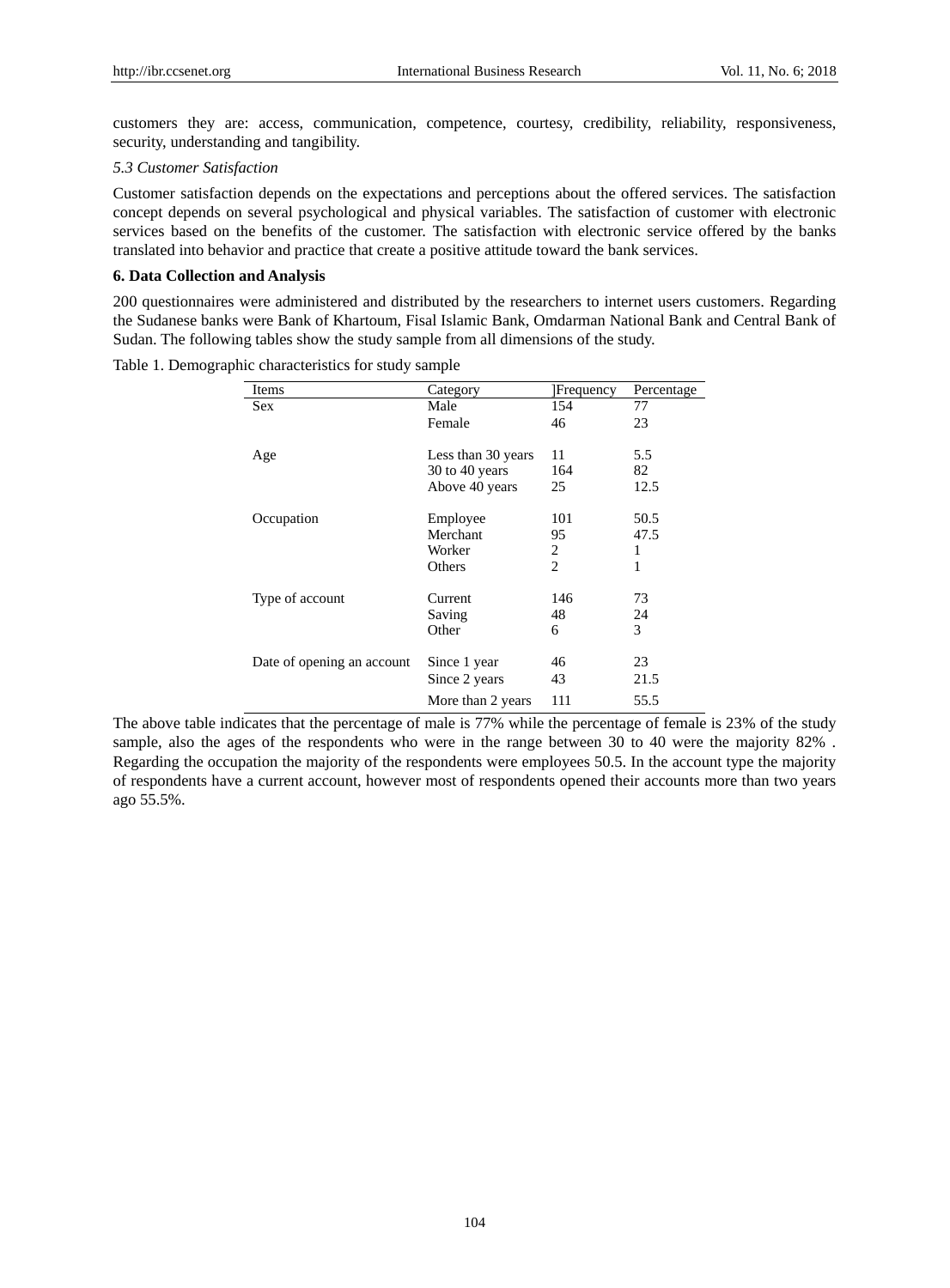customers they are: access, communication, competence, courtesy, credibility, reliability, responsiveness, security, understanding and tangibility.

### *5.3 Customer Satisfaction*

Customer satisfaction depends on the expectations and perceptions about the offered services. The satisfaction concept depends on several psychological and physical variables. The satisfaction of customer with electronic services based on the benefits of the customer. The satisfaction with electronic service offered by the banks translated into behavior and practice that create a positive attitude toward the bank services.

## 6. Data Collection and Analysis

200 questionnaires were administered and distributed by the researchers to internet users customers. Regarding the Sudanese banks were Bank of Khartoum, Fisal Islamic Bank, Omdarman National Bank and Central Bank of Sudan. The following tables show the study sample from all dimensions of the study.

Table 1. Demographic characteristics for study sample

| Items | Category | ]Frequency | Percentage |
|---|---|---|---|
| Sex | Male | 154 | 77 |
| | Female | 46 | 23 |
| Age | Less than 30 years | 11 | 5.5 |
| | 30 to 40 years | 164 | 82 |
| | Above 40 years | 25 | 12.5 |
| Occupation | Employee | 101 | 50.5 |
| | Merchant | 95 | 47.5 |
| | Worker | 2 | 1 |
| | Others | 2 | 1 |
| Type of account | Current | 146 | 73 |
| | Saving | 48 | 24 |
| | Other | 6 | 3 |
| Date of opening an account | Since 1 year | 46 | 23 |
| | Since 2 years | 43 | 21.5 |
| | More than 2 years | 111 | 55.5 |

The above table indicates that the percentage of male is 77% while the percentage of female is 23% of the study sample, also the ages of the respondents who were in the range between 30 to 40 were the majority 82% . Regarding the occupation the majority of the respondents were employees 50.5. In the account type the majority of respondents have a current account, however most of respondents opened their accounts more than two years ago 55.5%.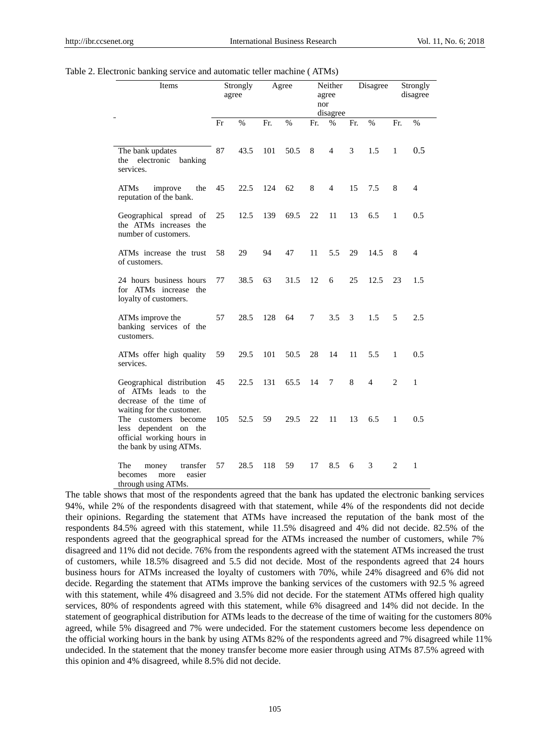Table 2. Electronic banking service and automatic teller machine ( ATMs)

| Items | Strongly agree | | Agree | | Neither agree nor disagree | | Disagree | | Strongly disagree | |
|---|---|---|---|---|---|---|---|---|---|---|
| | Fr | % | Fr. | % | Fr. | % | Fr. | % | Fr. | % |
| The bank updates the electronic banking services. | 87 | 43.5 | 101 | 50.5 | 8 | 4 | 3 | 1.5 | 1 | 0.5 |
| ATMs improve the reputation of the bank. | 45 | 22.5 | 124 | 62 | 8 | 4 | 15 | 7.5 | 8 | 4 |
| Geographical spread of the ATMs increases the number of customers. | 25 | 12.5 | 139 | 69.5 | 22 | 11 | 13 | 6.5 | 1 | 0.5 |
| ATMs increase the trust of customers. | 58 | 29 | 94 | 47 | 11 | 5.5 | 29 | 14.5 | 8 | 4 |
| 24 hours business hours for ATMs increase the loyalty of customers. | 77 | 38.5 | 63 | 31.5 | 12 | 6 | 25 | 12.5 | 23 | 1.5 |
| ATMs improve the banking services of the customers. | 57 | 28.5 | 128 | 64 | 7 | 3.5 | 3 | 1.5 | 5 | 2.5 |
| ATMs offer high quality services. | 59 | 29.5 | 101 | 50.5 | 28 | 14 | 11 | 5.5 | 1 | 0.5 |
| Geographical distribution of ATMs leads to the decrease of the time of waiting for the customer. | 45 | 22.5 | 131 | 65.5 | 14 | 7 | 8 | 4 | 2 | 1 |
| The customers become less dependent on the official working hours in the bank by using ATMs. | 105 | 52.5 | 59 | 29.5 | 22 | 11 | 13 | 6.5 | 1 | 0.5 |
| The money transfer becomes more easier through using ATMs. | 57 | 28.5 | 118 | 59 | 17 | 8.5 | 6 | 3 | 2 | 1 |

The table shows that most of the respondents agreed that the bank has updated the electronic banking services 94%, while 2% of the respondents disagreed with that statement, while 4% of the respondents did not decide their opinions. Regarding the statement that ATMs have increased the reputation of the bank most of the respondents 84.5% agreed with this statement, while 11.5% disagreed and 4% did not decide. 82.5% of the respondents agreed that the geographical spread for the ATMs increased the number of customers, while 7% disagreed and 11% did not decide. 76% from the respondents agreed with the statement ATMs increased the trust of customers, while 18.5% disagreed and 5.5 did not decide. Most of the respondents agreed that 24 hours business hours for ATMs increased the loyalty of customers with 70%, while 24% disagreed and 6% did not decide. Regarding the statement that ATMs improve the banking services of the customers with 92.5 % agreed with this statement, while 4% disagreed and 3.5% did not decide. For the statement ATMs offered high quality services, 80% of respondents agreed with this statement, while 6% disagreed and 14% did not decide. In the statement of geographical distribution for ATMs leads to the decrease of the time of waiting for the customers 80% agreed, while 5% disagreed and 7% were undecided. For the statement customers become less dependence on the official working hours in the bank by using ATMs 82% of the respondents agreed and 7% disagreed while 11% undecided. In the statement that the money transfer become more easier through using ATMs 87.5% agreed with this opinion and 4% disagreed, while 8.5% did not decide.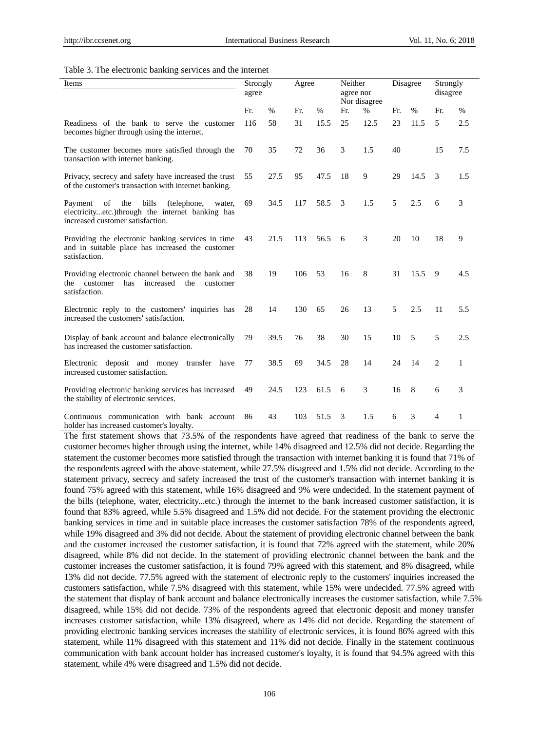Table 3. The electronic banking services and the internet

| Items | Strongly agree | | Agree | | Neither agree nor Nor disagree | | Disagree | | Strongly disagree | |
|---|---|---|---|---|---|---|---|---|---|---|
| | Fr. | % | Fr. | % | Fr. | % | Fr. | % | Fr. | % |
| Readiness of the bank to serve the customer becomes higher through using the internet. | 116 | 58 | 31 | 15.5 | 25 | 12.5 | 23 | 11.5 | 5 | 2.5 |
| The customer becomes more satisfied through the transaction with internet banking. | 70 | 35 | 72 | 36 | 3 | 1.5 | 40 | | 15 | 7.5 |
| Privacy, secrecy and safety have increased the trust of the customer's transaction with internet banking. | 55 | 27.5 | 95 | 47.5 | 18 | 9 | 29 | 14.5 | 3 | 1.5 |
| Payment of the bills (telephone, water, electricity...etc.)through the internet banking has increased customer satisfaction. | 69 | 34.5 | 117 | 58.5 | 3 | 1.5 | 5 | 2.5 | 6 | 3 |
| Providing the electronic banking services in time and in suitable place has increased the customer satisfaction. | 43 | 21.5 | 113 | 56.5 | 6 | 3 | 20 | 10 | 18 | 9 |
| Providing electronic channel between the bank and the customer has increased the customer satisfaction. | 38 | 19 | 106 | 53 | 16 | 8 | 31 | 15.5 | 9 | 4.5 |
| Electronic reply to the customers' inquiries has increased the customers' satisfaction. | 28 | 14 | 130 | 65 | 26 | 13 | 5 | 2.5 | 11 | 5.5 |
| Display of bank account and balance electronically has increased the customer satisfaction. | 79 | 39.5 | 76 | 38 | 30 | 15 | 10 | 5 | 5 | 2.5 |
| Electronic deposit and money transfer have increased customer satisfaction. | 77 | 38.5 | 69 | 34.5 | 28 | 14 | 24 | 14 | 2 | 1 |
| Providing electronic banking services has increased the stability of electronic services. | 49 | 24.5 | 123 | 61.5 | 6 | 3 | 16 | 8 | 6 | 3 |
| Continuous communication with bank account holder has increased customer's loyalty. | 86 | 43 | 103 | 51.5 | 3 | 1.5 | 6 | 3 | 4 | 1 |

The first statement shows that 73.5% of the respondents have agreed that readiness of the bank to serve the customer becomes higher through using the internet, while 14% disagreed and 12.5% did not decide. Regarding the statement the customer becomes more satisfied through the transaction with internet banking it is found that 71% of the respondents agreed with the above statement, while 27.5% disagreed and 1.5% did not decide. According to the statement privacy, secrecy and safety increased the trust of the customer's transaction with internet banking it is found 75% agreed with this statement, while 16% disagreed and 9% were undecided. In the statement payment of the bills (telephone, water, electricity...etc.) through the internet to the bank increased customer satisfaction, it is found that 83% agreed, while 5.5% disagreed and 1.5% did not decide. For the statement providing the electronic banking services in time and in suitable place increases the customer satisfaction 78% of the respondents agreed, while 19% disagreed and 3% did not decide. About the statement of providing electronic channel between the bank and the customer increased the customer satisfaction, it is found that 72% agreed with the statement, while 20% disagreed, while 8% did not decide. In the statement of providing electronic channel between the bank and the customer increases the customer satisfaction, it is found 79% agreed with this statement, and 8% disagreed, while 13% did not decide. 77.5% agreed with the statement of electronic reply to the customers' inquiries increased the customers satisfaction, while 7.5% disagreed with this statement, while 15% were undecided. 77.5% agreed with the statement that display of bank account and balance electronically increases the customer satisfaction, while 7.5% disagreed, while 15% did not decide. 73% of the respondents agreed that electronic deposit and money transfer increases customer satisfaction, while 13% disagreed, where as 14% did not decide. Regarding the statement of providing electronic banking services increases the stability of electronic services, it is found 86% agreed with this statement, while 11% disagreed with this statement and 11% did not decide. Finally in the statement continuous communication with bank account holder has increased customer's loyalty, it is found that 94.5% agreed with this statement, while 4% were disagreed and 1.5% did not decide.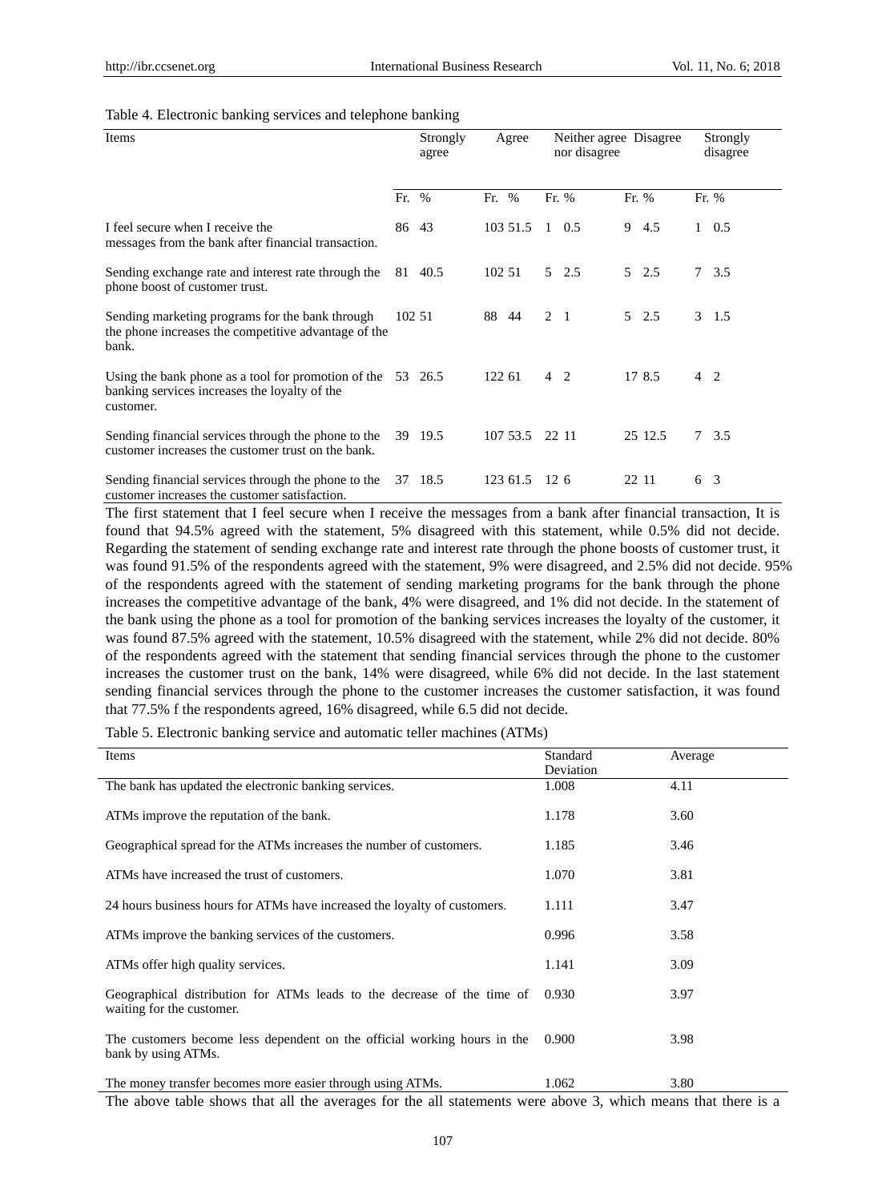Table 4. Electronic banking services and telephone banking

| Items | Strongly agree | | Agree | | Neither agree nor disagree | | Disagree | | Strongly disagree | |
|---|---|---|---|---|---|---|---|---|---|---|
| | Fr. | % | Fr. | % | Fr. | % | Fr. | % | Fr. | % |
| I feel secure when I receive the messages from the bank after financial transaction. | 86 | 43 | 103 | 51.5 | 1 | 0.5 | 9 | 4.5 | 1 | 0.5 |
| Sending exchange rate and interest rate through the phone boost of customer trust. | 81 | 40.5 | 102 | 51 | 5 | 2.5 | 5 | 2.5 | 7 | 3.5 |
| Sending marketing programs for the bank through the phone increases the competitive advantage of the bank. | 102 | 51 | 88 | 44 | 2 | 1 | 5 | 2.5 | 3 | 1.5 |
| Using the bank phone as a tool for promotion of the banking services increases the loyalty of the customer. | 53 | 26.5 | 122 | 61 | 4 | 2 | 17 | 8.5 | 4 | 2 |
| Sending financial services through the phone to the customer increases the customer trust on the bank. | 39 | 19.5 | 107 | 53.5 | 22 | 11 | 25 | 12.5 | 7 | 3.5 |
| Sending financial services through the phone to the customer increases the customer satisfaction. | 37 | 18.5 | 123 | 61.5 | 12 | 6 | 22 | 11 | 6 | 3 |

The first statement that I feel secure when I receive the messages from a bank after financial transaction, It is found that 94.5% agreed with the statement, 5% disagreed with this statement, while 0.5% did not decide. Regarding the statement of sending exchange rate and interest rate through the phone boosts of customer trust, it was found 91.5% of the respondents agreed with the statement, 9% were disagreed, and 2.5% did not decide. 95% of the respondents agreed with the statement of sending marketing programs for the bank through the phone increases the competitive advantage of the bank, 4% were disagreed, and 1% did not decide. In the statement of the bank using the phone as a tool for promotion of the banking services increases the loyalty of the customer, it was found 87.5% agreed with the statement, 10.5% disagreed with the statement, while 2% did not decide. 80% of the respondents agreed with the statement that sending financial services through the phone to the customer increases the customer trust on the bank, 14% were disagreed, while 6% did not decide. In the last statement sending financial services through the phone to the customer increases the customer satisfaction, it was found that 77.5% f the respondents agreed, 16% disagreed, while 6.5 did not decide.

Table 5. Electronic banking service and automatic teller machines (ATMs)

| Items | Standard Deviation | Average |
|---|---|---|
| The bank has updated the electronic banking services. | 1.008 | 4.11 |
| ATMs improve the reputation of the bank. | 1.178 | 3.60 |
| Geographical spread for the ATMs increases the number of customers. | 1.185 | 3.46 |
| ATMs have increased the trust of customers. | 1.070 | 3.81 |
| 24 hours business hours for ATMs have increased the loyalty of customers. | 1.111 | 3.47 |
| ATMs improve the banking services of the customers. | 0.996 | 3.58 |
| ATMs offer high quality services. | 1.141 | 3.09 |
| Geographical distribution for ATMs leads to the decrease of the time of waiting for the customer. | 0.930 | 3.97 |
| The customers become less dependent on the official working hours in the bank by using ATMs. | 0.900 | 3.98 |
| The money transfer becomes more easier through using ATMs. | 1.062 | 3.80 |

The above table shows that all the averages for the all statements were above 3, which means that there is a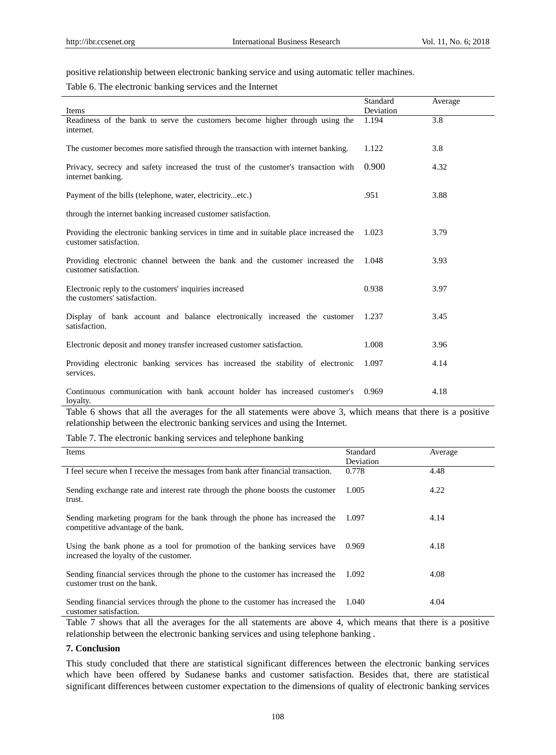positive relationship between electronic banking service and using automatic teller machines.

Table 6. The electronic banking services and the Internet

| Items | Standard Deviation | Average |
|---|---|---|
| Readiness of the bank to serve the customers become higher through using the internet. | 1.194 | 3.8 |
| The customer becomes more satisfied through the transaction with internet banking. | 1.122 | 3.8 |
| Privacy, secrecy and safety increased the trust of the customer's transaction with internet banking. | 0.900 | 4.32 |
| Payment of the bills (telephone, water, electricity...etc.) through the internet banking increased customer satisfaction. | .951 | 3.88 |
| Providing the electronic banking services in time and in suitable place increased the customer satisfaction. | 1.023 | 3.79 |
| Providing electronic channel between the bank and the customer increased the customer satisfaction. | 1.048 | 3.93 |
| Electronic reply to the customers' inquiries increased the customers' satisfaction. | 0.938 | 3.97 |
| Display of bank account and balance electronically increased the customer satisfaction. | 1.237 | 3.45 |
| Electronic deposit and money transfer increased customer satisfaction. | 1.008 | 3.96 |
| Providing electronic banking services has increased the stability of electronic services. | 1.097 | 4.14 |
| Continuous communication with bank account holder has increased customer's loyalty. | 0.969 | 4.18 |

Table 6 shows that all the averages for the all statements were above 3, which means that there is a positive relationship between the electronic banking services and using the Internet.

Table 7. The electronic banking services and telephone banking

| Items | Standard Deviation | Average |
|---|---|---|
| I feel secure when I receive the messages from bank after financial transaction. | 0.778 | 4.48 |
| Sending exchange rate and interest rate through the phone boosts the customer trust. | 1.005 | 4.22 |
| Sending marketing program for the bank through the phone has increased the competitive advantage of the bank. | 1.097 | 4.14 |
| Using the bank phone as a tool for promotion of the banking services have increased the loyalty of the customer. | 0.969 | 4.18 |
| Sending financial services through the phone to the customer has increased the customer trust on the bank. | 1.092 | 4.08 |
| Sending financial services through the phone to the customer has increased the customer satisfaction. | 1.040 | 4.04 |

Table 7 shows that all the averages for the all statements are above 4, which means that there is a positive relationship between the electronic banking services and using telephone banking .

## 7. Conclusion

This study concluded that there are statistical significant differences between the electronic banking services which have been offered by Sudanese banks and customer satisfaction. Besides that, there are statistical significant differences between customer expectation to the dimensions of quality of electronic banking services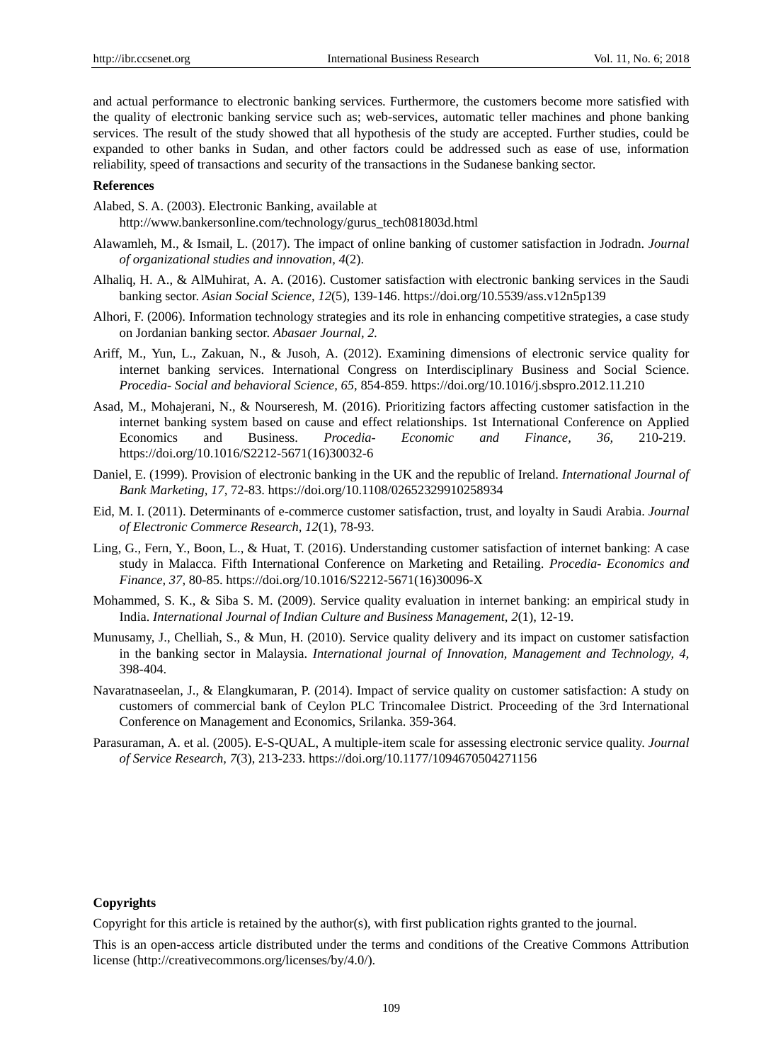and actual performance to electronic banking services. Furthermore, the customers become more satisfied with the quality of electronic banking service such as; web-services, automatic teller machines and phone banking services. The result of the study showed that all hypothesis of the study are accepted. Further studies, could be expanded to other banks in Sudan, and other factors could be addressed such as ease of use, information reliability, speed of transactions and security of the transactions in the Sudanese banking sector.

## References

Alabed, S. A. (2003). Electronic Banking, available at http://www.bankersonline.com/technology/gurus_tech081803d.html

Alawamleh, M., & Ismail, L. (2017). The impact of online banking of customer satisfaction in Jodradn. *Journal of organizational studies and innovation, 4*(2).

Alhaliq, H. A., & AlMuhirat, A. A. (2016). Customer satisfaction with electronic banking services in the Saudi banking sector. *Asian Social Science, 12*(5), 139-146. https://doi.org/10.5539/ass.v12n5p139

Alhori, F. (2006). Information technology strategies and its role in enhancing competitive strategies, a case study on Jordanian banking sector. *Abasaer Journal, 2.*

Ariff, M., Yun, L., Zakuan, N., & Jusoh, A. (2012). Examining dimensions of electronic service quality for internet banking services. International Congress on Interdisciplinary Business and Social Science. *Procedia- Social and behavioral Science, 65,* 854-859. https://doi.org/10.1016/j.sbspro.2012.11.210

Asad, M., Mohajerani, N., & Nourseresh, M. (2016). Prioritizing factors affecting customer satisfaction in the internet banking system based on cause and effect relationships. 1st International Conference on Applied Economics and Business. *Procedia- Economic and Finance, 36,* 210-219. https://doi.org/10.1016/S2212-5671(16)30032-6

Daniel, E. (1999). Provision of electronic banking in the UK and the republic of Ireland. *International Journal of Bank Marketing, 17,* 72-83. https://doi.org/10.1108/02652329910258934

Eid, M. I. (2011). Determinants of e-commerce customer satisfaction, trust, and loyalty in Saudi Arabia. *Journal of Electronic Commerce Research, 12*(1), 78-93.

Ling, G., Fern, Y., Boon, L., & Huat, T. (2016). Understanding customer satisfaction of internet banking: A case study in Malacca. Fifth International Conference on Marketing and Retailing. *Procedia- Economics and Finance, 37,* 80-85. https://doi.org/10.1016/S2212-5671(16)30096-X

Mohammed, S. K., & Siba S. M. (2009). Service quality evaluation in internet banking: an empirical study in India. *International Journal of Indian Culture and Business Management, 2*(1), 12-19.

Munusamy, J., Chelliah, S., & Mun, H. (2010). Service quality delivery and its impact on customer satisfaction in the banking sector in Malaysia. *International journal of Innovation, Management and Technology, 4,* 398-404.

Navaratnaseelan, J., & Elangkumaran, P. (2014). Impact of service quality on customer satisfaction: A study on customers of commercial bank of Ceylon PLC Trincomalee District. Proceeding of the 3rd International Conference on Management and Economics, Srilanka. 359-364.

Parasuraman, A. et al. (2005). E-S-QUAL, A multiple-item scale for assessing electronic service quality. *Journal of Service Research, 7*(3), 213-233. https://doi.org/10.1177/1094670504271156

## Copyrights

Copyright for this article is retained by the author(s), with first publication rights granted to the journal.

This is an open-access article distributed under the terms and conditions of the Creative Commons Attribution license (http://creativecommons.org/licenses/by/4.0/).